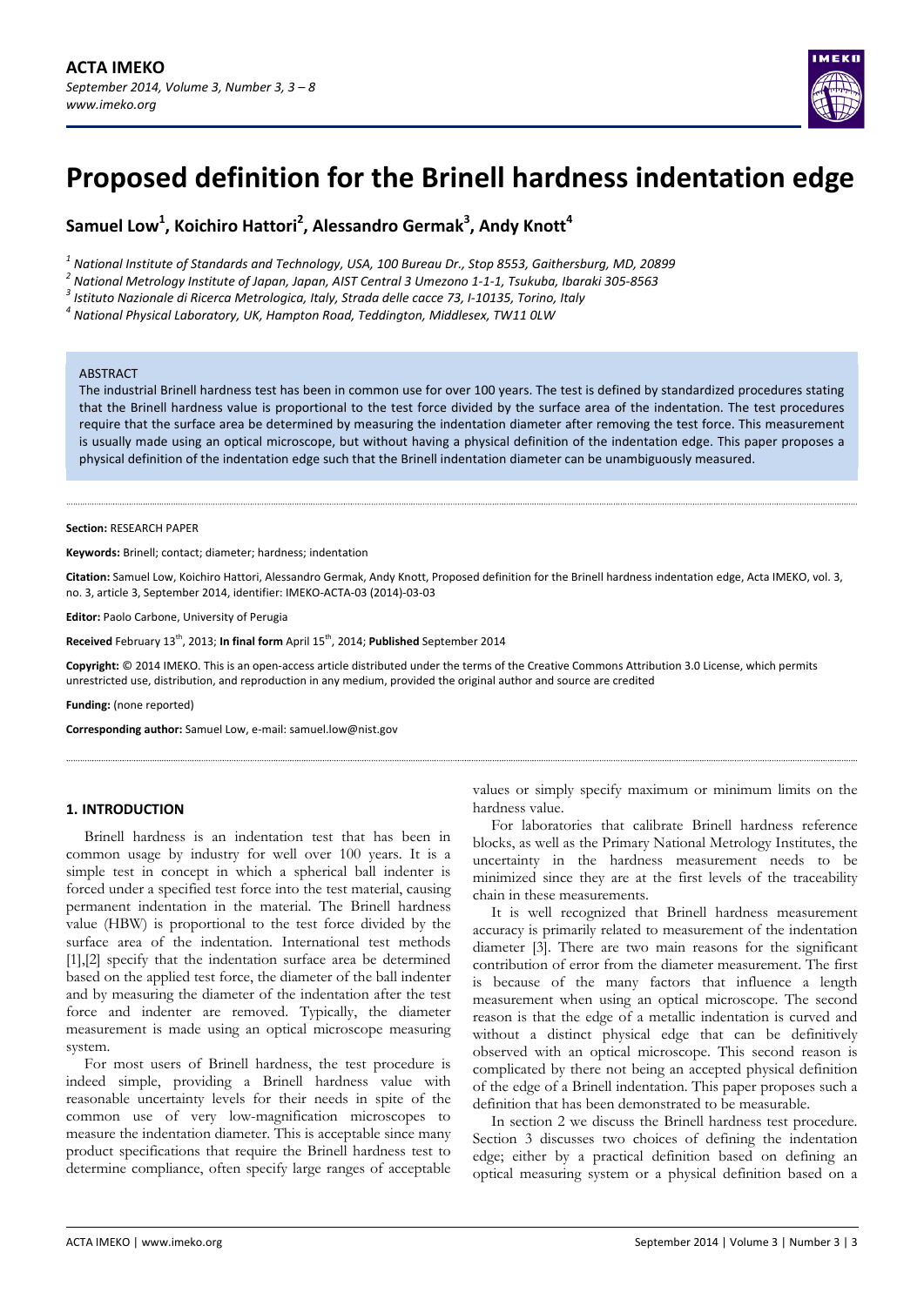# Proposed definition for the Brinell hardness indentation edge

**Samuel Low[1], Koichiro Hattori[2], Alessandro Germak[3], Andy Knott[4]**

[1] *National Institute of Standards and Technology, USA, 100 Bureau Dr., Stop 8553, Gaithersburg, MD, 20899*
[2] *National Metrology Institute of Japan, Japan, AIST Central 3 Umezono 1-1-1, Tsukuba, Ibaraki 305-8563*
[3] *Istituto Nazionale di Ricerca Metrologica, Italy, Strada delle cacce 73, I-10135, Torino, Italy*
[4] *National Physical Laboratory, UK, Hampton Road, Teddington, Middlesex, TW11 0LW*

ABSTRACT

The industrial Brinell hardness test has been in common use for over 100 years. The test is defined by standardized procedures stating that the Brinell hardness value is proportional to the test force divided by the surface area of the indentation. The test procedures require that the surface area be determined by measuring the indentation diameter after removing the test force. This measurement is usually made using an optical microscope, but without having a physical definition of the indentation edge. This paper proposes a physical definition of the indentation edge such that the Brinell indentation diameter can be unambiguously measured.

**Section:** RESEARCH PAPER

**Keywords:** Brinell; contact; diameter; hardness; indentation

**Citation:** Samuel Low, Koichiro Hattori, Alessandro Germak, Andy Knott, Proposed definition for the Brinell hardness indentation edge, Acta IMEKO, vol. 3, no. 3, article 3, September 2014, identifier: IMEKO-ACTA-03 (2014)-03-03

**Editor:** Paolo Carbone, University of Perugia

**Received** February 13th, 2013; **In final form** April 15th, 2014; **Published** September 2014

**Copyright:** © 2014 IMEKO. This is an open-access article distributed under the terms of the Creative Commons Attribution 3.0 License, which permits unrestricted use, distribution, and reproduction in any medium, provided the original author and source are credited

**Funding:** (none reported)

**Corresponding author:** Samuel Low, e-mail: samuel.low@nist.gov

## 1. INTRODUCTION

Brinell hardness is an indentation test that has been in common usage by industry for well over 100 years. It is a simple test in concept in which a spherical ball indenter is forced under a specified test force into the test material, causing permanent indentation in the material. The Brinell hardness value (HBW) is proportional to the test force divided by the surface area of the indentation. International test methods [1],[2] specify that the indentation surface area be determined based on the applied test force, the diameter of the ball indenter and by measuring the diameter of the indentation after the test force and indenter are removed. Typically, the diameter measurement is made using an optical microscope measuring system.

For most users of Brinell hardness, the test procedure is indeed simple, providing a Brinell hardness value with reasonable uncertainty levels for their needs in spite of the common use of very low-magnification microscopes to measure the indentation diameter. This is acceptable since many product specifications that require the Brinell hardness test to determine compliance, often specify large ranges of acceptable values or simply specify maximum or minimum limits on the hardness value.

For laboratories that calibrate Brinell hardness reference blocks, as well as the Primary National Metrology Institutes, the uncertainty in the hardness measurement needs to be minimized since they are at the first levels of the traceability chain in these measurements.

It is well recognized that Brinell hardness measurement accuracy is primarily related to measurement of the indentation diameter [3]. There are two main reasons for the significant contribution of error from the diameter measurement. The first is because of the many factors that influence a length measurement when using an optical microscope. The second reason is that the edge of a metallic indentation is curved and without a distinct physical edge that can be definitively observed with an optical microscope. This second reason is complicated by there not being an accepted physical definition of the edge of a Brinell indentation. This paper proposes such a definition that has been demonstrated to be measurable.

In section 2 we discuss the Brinell hardness test procedure. Section 3 discusses two choices of defining the indentation edge; either by a practical definition based on defining an optical measuring system or a physical definition based on a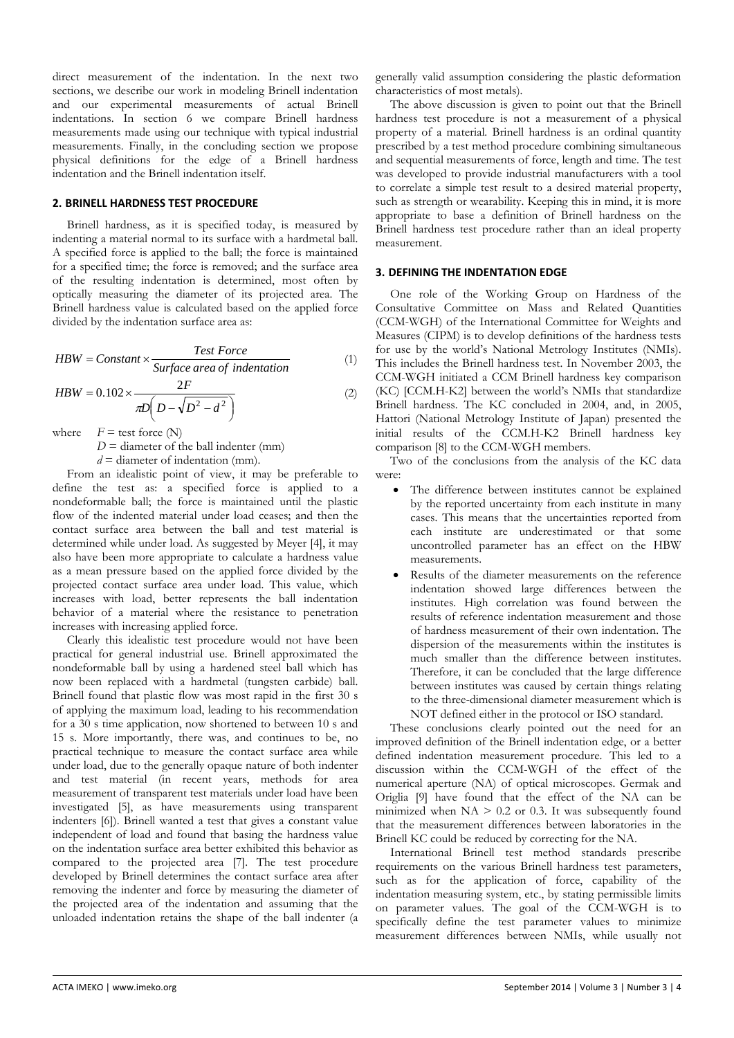direct measurement of the indentation. In the next two sections, we describe our work in modeling Brinell indentation and our experimental measurements of actual Brinell indentations. In section 6 we compare Brinell hardness measurements made using our technique with typical industrial measurements. Finally, in the concluding section we propose physical definitions for the edge of a Brinell hardness indentation and the Brinell indentation itself.

## 2. BRINELL HARDNESS TEST PROCEDURE

Brinell hardness, as it is specified today, is measured by indenting a material normal to its surface with a hardmetal ball. A specified force is applied to the ball; the force is maintained for a specified time; the force is removed; and the surface area of the resulting indentation is determined, most often by optically measuring the diameter of its projected area. The Brinell hardness value is calculated based on the applied force divided by the indentation surface area as:

$$HBW = Constant \times \frac{Test\ Force}{Surface\ area\ of\ indentation} \quad (1)$$

$$HBW = 0.102 \times \frac{2F}{\pi D\left(D - \sqrt{D^2 - d^2}\right)} \quad (2)$$

where $F$ = test force (N)
$D$ = diameter of the ball indenter (mm)
$d$ = diameter of indentation (mm).

From an idealistic point of view, it may be preferable to define the test as: a specified force is applied to a nondeformable ball; the force is maintained until the plastic flow of the indented material under load ceases; and then the contact surface area between the ball and test material is determined while under load. As suggested by Meyer [4], it may also have been more appropriate to calculate a hardness value as a mean pressure based on the applied force divided by the projected contact surface area under load. This value, which increases with load, better represents the ball indentation behavior of a material where the resistance to penetration increases with increasing applied force.

Clearly this idealistic test procedure would not have been practical for general industrial use. Brinell approximated the nondeformable ball by using a hardened steel ball which has now been replaced with a hardmetal (tungsten carbide) ball. Brinell found that plastic flow was most rapid in the first 30 s of applying the maximum load, leading to his recommendation for a 30 s time application, now shortened to between 10 s and 15 s. More importantly, there was, and continues to be, no practical technique to measure the contact surface area while under load, due to the generally opaque nature of both indenter and test material (in recent years, methods for area measurement of transparent test materials under load have been investigated [5], as have measurements using transparent indenters [6]). Brinell wanted a test that gives a constant value independent of load and found that basing the hardness value on the indentation surface area better exhibited this behavior as compared to the projected area [7]. The test procedure developed by Brinell determines the contact surface area after removing the indenter and force by measuring the diameter of the projected area of the indentation and assuming that the unloaded indentation retains the shape of the ball indenter (a generally valid assumption considering the plastic deformation characteristics of most metals).

The above discussion is given to point out that the Brinell hardness test procedure is not a measurement of a physical property of a material. Brinell hardness is an ordinal quantity prescribed by a test method procedure combining simultaneous and sequential measurements of force, length and time. The test was developed to provide industrial manufacturers with a tool to correlate a simple test result to a desired material property, such as strength or wearability. Keeping this in mind, it is more appropriate to base a definition of Brinell hardness on the Brinell hardness test procedure rather than an ideal property measurement.

## 3. DEFINING THE INDENTATION EDGE

One role of the Working Group on Hardness of the Consultative Committee on Mass and Related Quantities (CCM-WGH) of the International Committee for Weights and Measures (CIPM) is to develop definitions of the hardness tests for use by the world's National Metrology Institutes (NMIs). This includes the Brinell hardness test. In November 2003, the CCM-WGH initiated a CCM Brinell hardness key comparison (KC) [CCM.H-K2] between the world's NMIs that standardize Brinell hardness. The KC concluded in 2004, and, in 2005, Hattori (National Metrology Institute of Japan) presented the initial results of the CCM.H-K2 Brinell hardness key comparison [8] to the CCM-WGH members.

Two of the conclusions from the analysis of the KC data were:

- The difference between institutes cannot be explained by the reported uncertainty from each institute in many cases. This means that the uncertainties reported from each institute are underestimated or that some uncontrolled parameter has an effect on the HBW measurements.
- Results of the diameter measurements on the reference indentation showed large differences between the institutes. High correlation was found between the results of reference indentation measurement and those of hardness measurement of their own indentation. The dispersion of the measurements within the institutes is much smaller than the difference between institutes. Therefore, it can be concluded that the large difference between institutes was caused by certain things relating to the three-dimensional diameter measurement which is NOT defined either in the protocol or ISO standard.

These conclusions clearly pointed out the need for an improved definition of the Brinell indentation edge, or a better defined indentation measurement procedure. This led to a discussion within the CCM-WGH of the effect of the numerical aperture (NA) of optical microscopes. Germak and Origlia [9] have found that the effect of the NA can be minimized when NA > 0.2 or 0.3. It was subsequently found that the measurement differences between laboratories in the Brinell KC could be reduced by correcting for the NA.

International Brinell test method standards prescribe requirements on the various Brinell hardness test parameters, such as for the application of force, capability of the indentation measuring system, etc., by stating permissible limits on parameter values. The goal of the CCM-WGH is to specifically define the test parameter values to minimize measurement differences between NMIs, while usually not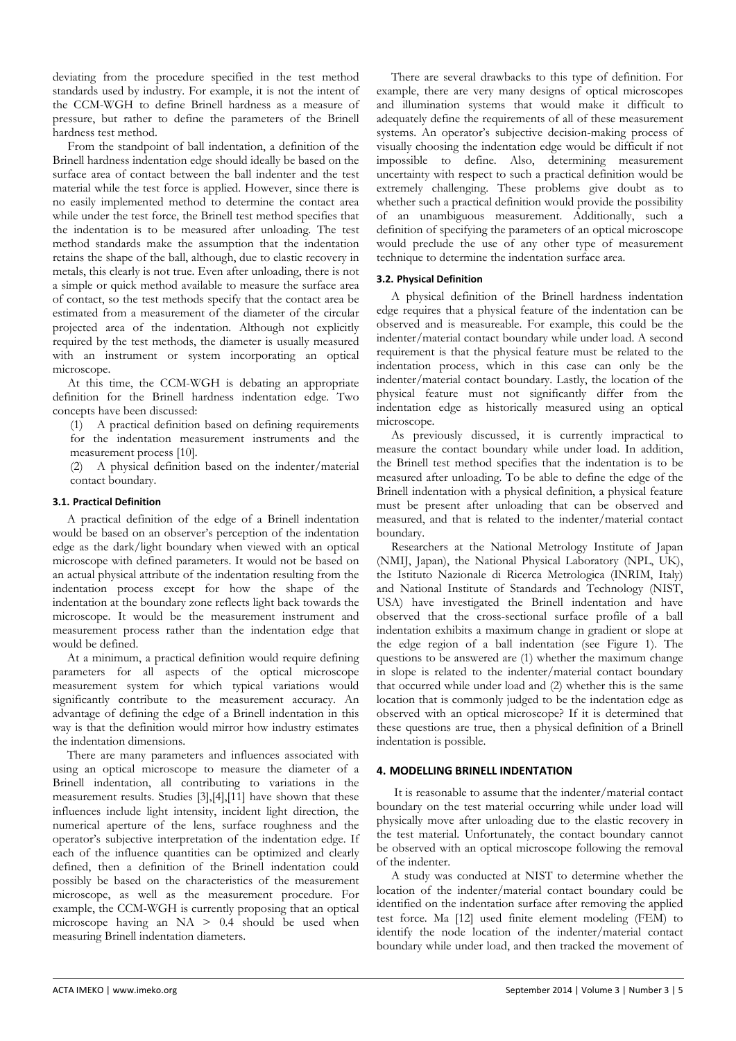deviating from the procedure specified in the test method standards used by industry. For example, it is not the intent of the CCM-WGH to define Brinell hardness as a measure of pressure, but rather to define the parameters of the Brinell hardness test method.

From the standpoint of ball indentation, a definition of the Brinell hardness indentation edge should ideally be based on the surface area of contact between the ball indenter and the test material while the test force is applied. However, since there is no easily implemented method to determine the contact area while under the test force, the Brinell test method specifies that the indentation is to be measured after unloading. The test method standards make the assumption that the indentation retains the shape of the ball, although, due to elastic recovery in metals, this clearly is not true. Even after unloading, there is not a simple or quick method available to measure the surface area of contact, so the test methods specify that the contact area be estimated from a measurement of the diameter of the circular projected area of the indentation. Although not explicitly required by the test methods, the diameter is usually measured with an instrument or system incorporating an optical microscope.

At this time, the CCM-WGH is debating an appropriate definition for the Brinell hardness indentation edge. Two concepts have been discussed:

(1) A practical definition based on defining requirements for the indentation measurement instruments and the measurement process [10].

(2) A physical definition based on the indenter/material contact boundary.

### 3.1. Practical Definition

A practical definition of the edge of a Brinell indentation would be based on an observer's perception of the indentation edge as the dark/light boundary when viewed with an optical microscope with defined parameters. It would not be based on an actual physical attribute of the indentation resulting from the indentation process except for how the shape of the indentation at the boundary zone reflects light back towards the microscope. It would be the measurement instrument and measurement process rather than the indentation edge that would be defined.

At a minimum, a practical definition would require defining parameters for all aspects of the optical microscope measurement system for which typical variations would significantly contribute to the measurement accuracy. An advantage of defining the edge of a Brinell indentation in this way is that the definition would mirror how industry estimates the indentation dimensions.

There are many parameters and influences associated with using an optical microscope to measure the diameter of a Brinell indentation, all contributing to variations in the measurement results. Studies [3],[4],[11] have shown that these influences include light intensity, incident light direction, the numerical aperture of the lens, surface roughness and the operator's subjective interpretation of the indentation edge. If each of the influence quantities can be optimized and clearly defined, then a definition of the Brinell indentation could possibly be based on the characteristics of the measurement microscope, as well as the measurement procedure. For example, the CCM-WGH is currently proposing that an optical microscope having an NA > 0.4 should be used when measuring Brinell indentation diameters.

There are several drawbacks to this type of definition. For example, there are very many designs of optical microscopes and illumination systems that would make it difficult to adequately define the requirements of all of these measurement systems. An operator's subjective decision-making process of visually choosing the indentation edge would be difficult if not impossible to define. Also, determining measurement uncertainty with respect to such a practical definition would be extremely challenging. These problems give doubt as to whether such a practical definition would provide the possibility of an unambiguous measurement. Additionally, such a definition of specifying the parameters of an optical microscope would preclude the use of any other type of measurement technique to determine the indentation surface area.

### 3.2. Physical Definition

A physical definition of the Brinell hardness indentation edge requires that a physical feature of the indentation can be observed and is measureable. For example, this could be the indenter/material contact boundary while under load. A second requirement is that the physical feature must be related to the indentation process, which in this case can only be the indenter/material contact boundary. Lastly, the location of the physical feature must not significantly differ from the indentation edge as historically measured using an optical microscope.

As previously discussed, it is currently impractical to measure the contact boundary while under load. In addition, the Brinell test method specifies that the indentation is to be measured after unloading. To be able to define the edge of the Brinell indentation with a physical definition, a physical feature must be present after unloading that can be observed and measured, and that is related to the indenter/material contact boundary.

Researchers at the National Metrology Institute of Japan (NMIJ, Japan), the National Physical Laboratory (NPL, UK), the Istituto Nazionale di Ricerca Metrologica (INRIM, Italy) and National Institute of Standards and Technology (NIST, USA) have investigated the Brinell indentation and have observed that the cross-sectional surface profile of a ball indentation exhibits a maximum change in gradient or slope at the edge region of a ball indentation (see Figure 1). The questions to be answered are (1) whether the maximum change in slope is related to the indenter/material contact boundary that occurred while under load and (2) whether this is the same location that is commonly judged to be the indentation edge as observed with an optical microscope? If it is determined that these questions are true, then a physical definition of a Brinell indentation is possible.

## 4. MODELLING BRINELL INDENTATION

It is reasonable to assume that the indenter/material contact boundary on the test material occurring while under load will physically move after unloading due to the elastic recovery in the test material. Unfortunately, the contact boundary cannot be observed with an optical microscope following the removal of the indenter.

A study was conducted at NIST to determine whether the location of the indenter/material contact boundary could be identified on the indentation surface after removing the applied test force. Ma [12] used finite element modeling (FEM) to identify the node location of the indenter/material contact boundary while under load, and then tracked the movement of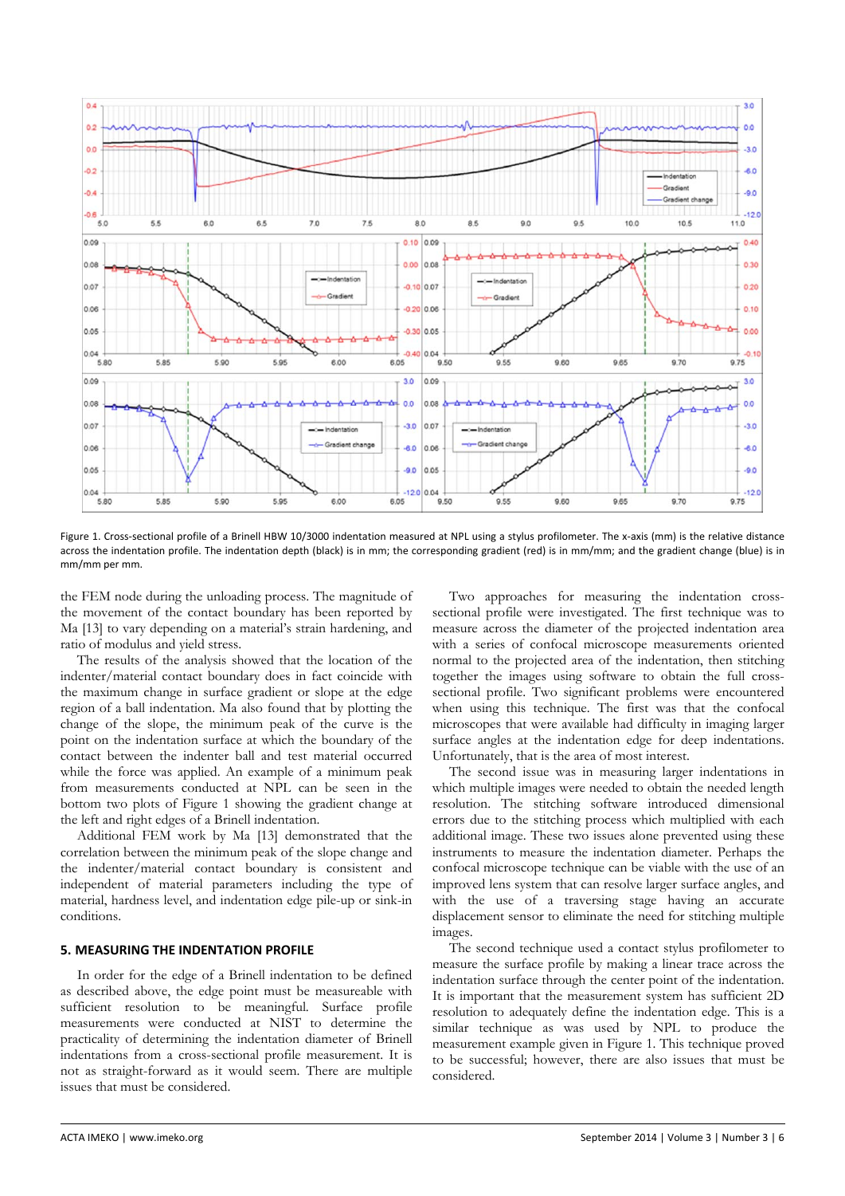Figure 1. Cross-sectional profile of a Brinell HBW 10/3000 indentation measured at NPL using a stylus profilometer. The x-axis (mm) is the relative distance across the indentation profile. The indentation depth (black) is in mm; the corresponding gradient (red) is in mm/mm; and the gradient change (blue) is in mm/mm per mm.

the FEM node during the unloading process. The magnitude of the movement of the contact boundary has been reported by Ma [13] to vary depending on a material's strain hardening, and ratio of modulus and yield stress.

The results of the analysis showed that the location of the indenter/material contact boundary does in fact coincide with the maximum change in surface gradient or slope at the edge region of a ball indentation. Ma also found that by plotting the change of the slope, the minimum peak of the curve is the point on the indentation surface at which the boundary of the contact between the indenter ball and test material occurred while the force was applied. An example of a minimum peak from measurements conducted at NPL can be seen in the bottom two plots of Figure 1 showing the gradient change at the left and right edges of a Brinell indentation.

Additional FEM work by Ma [13] demonstrated that the correlation between the minimum peak of the slope change and the indenter/material contact boundary is consistent and independent of material parameters including the type of material, hardness level, and indentation edge pile-up or sink-in conditions.

## 5. MEASURING THE INDENTATION PROFILE

In order for the edge of a Brinell indentation to be defined as described above, the edge point must be measureable with sufficient resolution to be meaningful. Surface profile measurements were conducted at NIST to determine the practicality of determining the indentation diameter of Brinell indentations from a cross-sectional profile measurement. It is not as straight-forward as it would seem. There are multiple issues that must be considered.

Two approaches for measuring the indentation cross-sectional profile were investigated. The first technique was to measure across the diameter of the projected indentation area with a series of confocal microscope measurements oriented normal to the projected area of the indentation, then stitching together the images using software to obtain the full cross-sectional profile. Two significant problems were encountered when using this technique. The first was that the confocal microscopes that were available had difficulty in imaging larger surface angles at the indentation edge for deep indentations. Unfortunately, that is the area of most interest.

The second issue was in measuring larger indentations in which multiple images were needed to obtain the needed length resolution. The stitching software introduced dimensional errors due to the stitching process which multiplied with each additional image. These two issues alone prevented using these instruments to measure the indentation diameter. Perhaps the confocal microscope technique can be viable with the use of an improved lens system that can resolve larger surface angles, and with the use of a traversing stage having an accurate displacement sensor to eliminate the need for stitching multiple images.

The second technique used a contact stylus profilometer to measure the surface profile by making a linear trace across the indentation surface through the center point of the indentation. It is important that the measurement system has sufficient 2D resolution to adequately define the indentation edge. This is a similar technique as was used by NPL to produce the measurement example given in Figure 1. This technique proved to be successful; however, there are also issues that must be considered.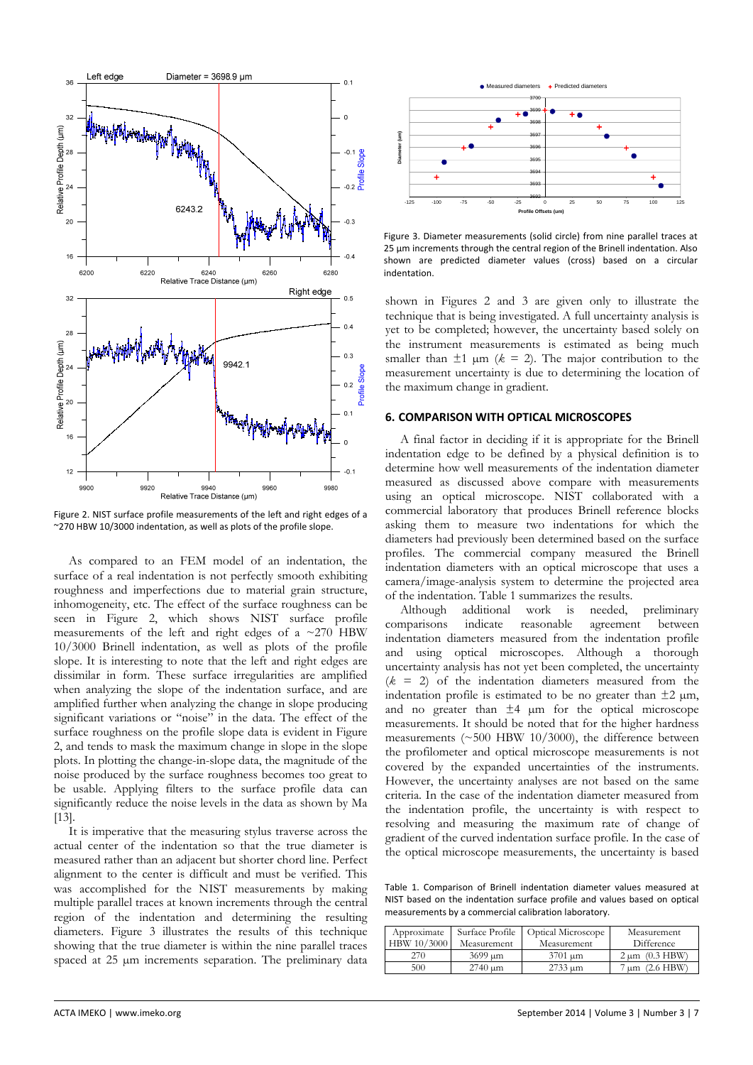Figure 2. NIST surface profile measurements of the left and right edges of a ~270 HBW 10/3000 indentation, as well as plots of the profile slope.

As compared to an FEM model of an indentation, the surface of a real indentation is not perfectly smooth exhibiting roughness and imperfections due to material grain structure, inhomogeneity, etc. The effect of the surface roughness can be seen in Figure 2, which shows NIST surface profile measurements of the left and right edges of a ~270 HBW 10/3000 Brinell indentation, as well as plots of the profile slope. It is interesting to note that the left and right edges are dissimilar in form. These surface irregularities are amplified when analyzing the slope of the indentation surface, and are amplified further when analyzing the change in slope producing significant variations or "noise" in the data. The effect of the surface roughness on the profile slope data is evident in Figure 2, and tends to mask the maximum change in slope in the slope plots. In plotting the change-in-slope data, the magnitude of the noise produced by the surface roughness becomes too great to be usable. Applying filters to the surface profile data can significantly reduce the noise levels in the data as shown by Ma [13].

It is imperative that the measuring stylus traverse across the actual center of the indentation so that the true diameter is measured rather than an adjacent but shorter chord line. Perfect alignment to the center is difficult and must be verified. This was accomplished for the NIST measurements by making multiple parallel traces at known increments through the central region of the indentation and determining the resulting diameters. Figure 3 illustrates the results of this technique showing that the true diameter is within the nine parallel traces spaced at 25 µm increments separation. The preliminary data

Figure 3. Diameter measurements (solid circle) from nine parallel traces at 25 µm increments through the central region of the Brinell indentation. Also shown are predicted diameter values (cross) based on a circular indentation.

shown in Figures 2 and 3 are given only to illustrate the technique that is being investigated. A full uncertainty analysis is yet to be completed; however, the uncertainty based solely on the instrument measurements is estimated as being much smaller than ±1 µm ($k$ = 2). The major contribution to the measurement uncertainty is due to determining the location of the maximum change in gradient.

## 6. COMPARISON WITH OPTICAL MICROSCOPES

A final factor in deciding if it is appropriate for the Brinell indentation edge to be defined by a physical definition is to determine how well measurements of the indentation diameter measured as discussed above compare with measurements using an optical microscope. NIST collaborated with a commercial laboratory that produces Brinell reference blocks asking them to measure two indentations for which the diameters had previously been determined based on the surface profiles. The commercial company measured the Brinell indentation diameters with an optical microscope that uses a camera/image-analysis system to determine the projected area of the indentation. Table 1 summarizes the results.

Although additional work is needed, preliminary comparisons indicate reasonable agreement between indentation diameters measured from the indentation profile and using optical microscopes. Although a thorough uncertainty analysis has not yet been completed, the uncertainty ($k$ = 2) of the indentation diameters measured from the indentation profile is estimated to be no greater than ±2 µm, and no greater than ±4 µm for the optical microscope measurements. It should be noted that for the higher hardness measurements (~500 HBW 10/3000), the difference between the profilometer and optical microscope measurements is not covered by the expanded uncertainties of the instruments. However, the uncertainty analyses are not based on the same criteria. In the case of the indentation diameter measured from the indentation profile, the uncertainty is with respect to resolving and measuring the maximum rate of change of gradient of the curved indentation surface profile. In the case of the optical microscope measurements, the uncertainty is based

Table 1. Comparison of Brinell indentation diameter values measured at NIST based on the indentation surface profile and values based on optical measurements by a commercial calibration laboratory.

| Approximate HBW 10/3000 | Surface Profile Measurement | Optical Microscope Measurement | Measurement Difference |
|---|---|---|---|
| 270 | 3699 µm | 3701 µm | 2 µm (0.3 HBW) |
| 500 | 2740 µm | 2733 µm | 7 µm (2.6 HBW) |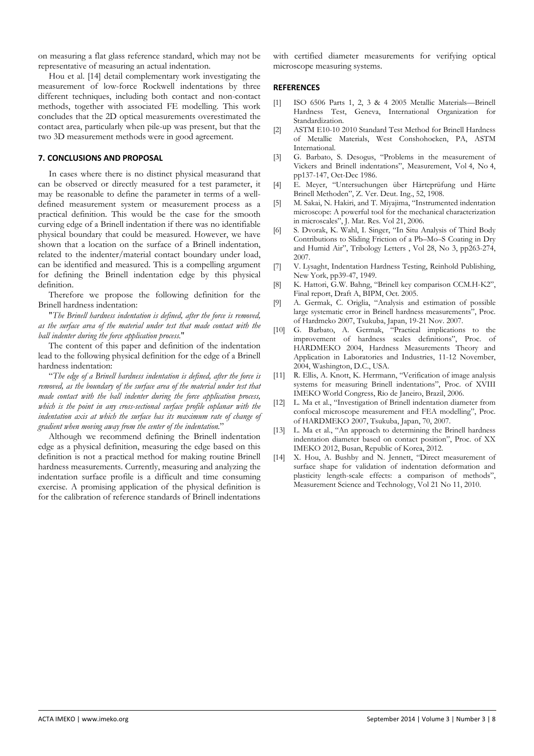on measuring a flat glass reference standard, which may not be representative of measuring an actual indentation.

Hou et al. [14] detail complementary work investigating the measurement of low-force Rockwell indentations by three different techniques, including both contact and non-contact methods, together with associated FE modelling. This work concludes that the 2D optical measurements overestimated the contact area, particularly when pile-up was present, but that the two 3D measurement methods were in good agreement.

## 7. CONCLUSIONS AND PROPOSAL

In cases where there is no distinct physical measurand that can be observed or directly measured for a test parameter, it may be reasonable to define the parameter in terms of a well-defined measurement system or measurement process as a practical definition. This would be the case for the smooth curving edge of a Brinell indentation if there was no identifiable physical boundary that could be measured. However, we have shown that a location on the surface of a Brinell indentation, related to the indenter/material contact boundary under load, can be identified and measured. This is a compelling argument for defining the Brinell indentation edge by this physical definition.

Therefore we propose the following definition for the Brinell hardness indentation:

"*The Brinell hardness indentation is defined, after the force is removed, as the surface area of the material under test that made contact with the ball indenter during the force application process.*"

The content of this paper and definition of the indentation lead to the following physical definition for the edge of a Brinell hardness indentation:

"*The edge of a Brinell hardness indentation is defined, after the force is removed, as the boundary of the surface area of the material under test that made contact with the ball indenter during the force application process, which is the point in any cross-sectional surface profile coplanar with the indentation axis at which the surface has its maximum rate of change of gradient when moving away from the center of the indentation.*"

Although we recommend defining the Brinell indentation edge as a physical definition, measuring the edge based on this definition is not a practical method for making routine Brinell hardness measurements. Currently, measuring and analyzing the indentation surface profile is a difficult and time consuming exercise. A promising application of the physical definition is for the calibration of reference standards of Brinell indentations with certified diameter measurements for verifying optical microscope measuring systems.

## REFERENCES

[1] ISO 6506 Parts 1, 2, 3 & 4 2005 Metallic Materials—Brinell Hardness Test, Geneva, International Organization for Standardization.

[2] ASTM E10-10 2010 Standard Test Method for Brinell Hardness of Metallic Materials, West Conshohocken, PA, ASTM International.

[3] G. Barbato, S. Desogus, "Problems in the measurement of Vickers and Brinell indentations", Measurement, Vol 4, No 4, pp137-147, Oct-Dec 1986.

[4] E. Meyer, "Untersuchungen über Härteprüfung und Härte Brinell Methoden", Z. Ver. Deut. Ing., 52, 1908.

[5] M. Sakai, N. Hakiri, and T. Miyajima, "Instrumented indentation microscope: A powerful tool for the mechanical characterization in microscales", J. Mat. Res. Vol 21, 2006.

[6] S. Dvorak, K. Wahl, I. Singer, "In Situ Analysis of Third Body Contributions to Sliding Friction of a Pb–Mo–S Coating in Dry and Humid Air", Tribology Letters , Vol 28, No 3, pp263-274, 2007.

[7] V. Lysaght, Indentation Hardness Testing, Reinhold Publishing, New York, pp39-47, 1949.

[8] K. Hattori, G.W. Bahng, "Brinell key comparison CCM.H-K2", Final report, Draft A, BIPM, Oct. 2005.

[9] A. Germak, C. Origlia, "Analysis and estimation of possible large systematic error in Brinell hardness measurements", Proc. of Hardmeko 2007, Tsukuba, Japan, 19-21 Nov. 2007.

[10] G. Barbato, A. Germak, "Practical implications to the improvement of hardness scales definitions", Proc. of HARDMEKO 2004, Hardness Measurements Theory and Application in Laboratories and Industries, 11-12 November, 2004, Washington, D.C., USA.

[11] R. Ellis, A. Knott, K. Herrmann, "Verification of image analysis systems for measuring Brinell indentations", Proc. of XVIII IMEKO World Congress, Rio de Janeiro, Brazil, 2006.

[12] L. Ma et al., "Investigation of Brinell indentation diameter from confocal microscope measurement and FEA modelling", Proc. of HARDMEKO 2007, Tsukuba, Japan, 70, 2007.

[13] L. Ma et al., "An approach to determining the Brinell hardness indentation diameter based on contact position", Proc. of XX IMEKO 2012, Busan, Republic of Korea, 2012.

[14] X. Hou, A. Bushby and N. Jennett, "Direct measurement of surface shape for validation of indentation deformation and plasticity length-scale effects: a comparison of methods", Measurement Science and Technology, Vol 21 No 11, 2010.